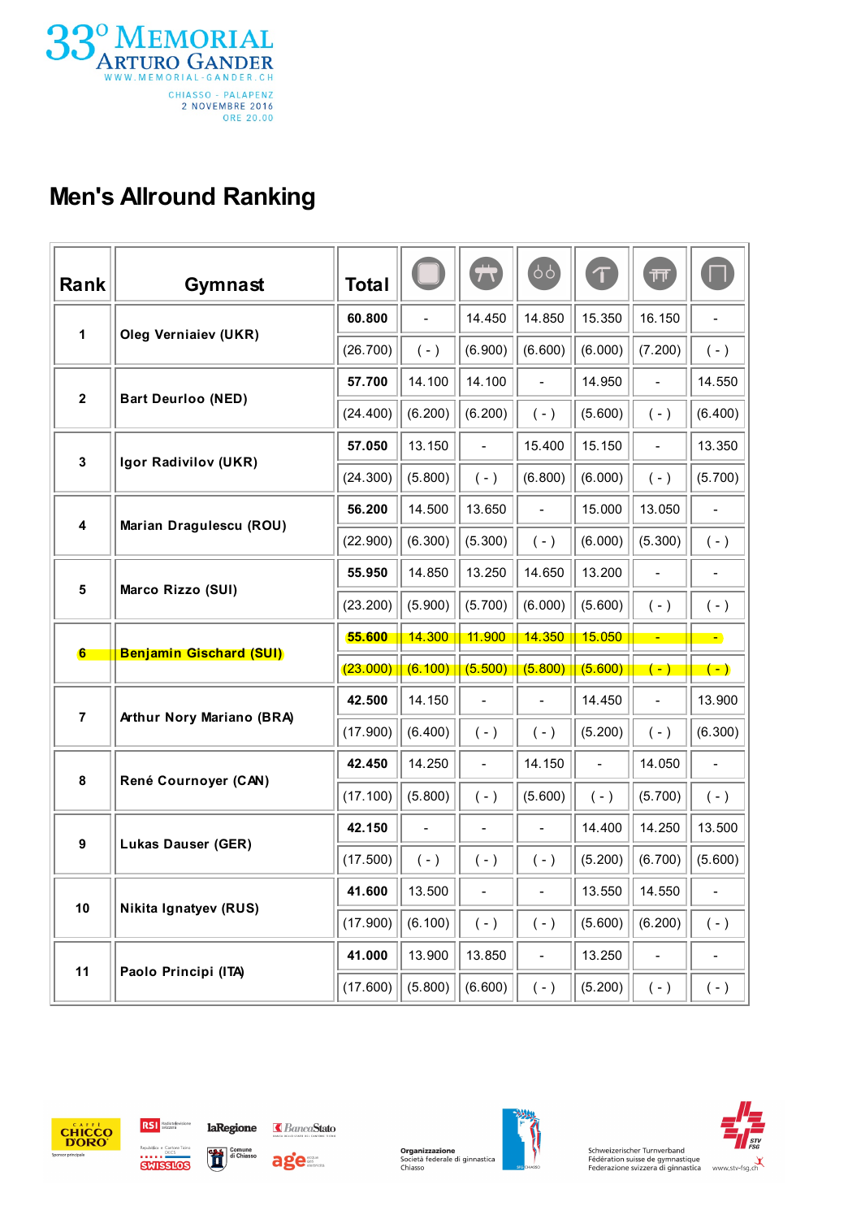33° Memorial Arturo Gander

WWW.MEMORIAL-GANDER.CH

CHIASSO - PALAPENZ
2 NOVEMBRE 2016
ORE 20.00

# Men's Allround Ranking

| Rank | Gymnast | Total | Floor | Pommel horse | Rings | Vault | Parallel bars | Horizontal bar |
|---|---|---|---|---|---|---|---|---|
| 1 | Oleg Verniaiev (UKR) | 60.800 | - | 14.450 | 14.850 | 15.350 | 16.150 | - |
| | | (26.700) | ( - ) | (6.900) | (6.600) | (6.000) | (7.200) | ( - ) |
| 2 | Bart Deurloo (NED) | 57.700 | 14.100 | 14.100 | - | 14.950 | - | 14.550 |
| | | (24.400) | (6.200) | (6.200) | ( - ) | (5.600) | ( - ) | (6.400) |
| 3 | Igor Radivilov (UKR) | 57.050 | 13.150 | - | 15.400 | 15.150 | - | 13.350 |
| | | (24.300) | (5.800) | ( - ) | (6.800) | (6.000) | ( - ) | (5.700) |
| 4 | Marian Dragulescu (ROU) | 56.200 | 14.500 | 13.650 | - | 15.000 | 13.050 | - |
| | | (22.900) | (6.300) | (5.300) | ( - ) | (6.000) | (5.300) | ( - ) |
| 5 | Marco Rizzo (SUI) | 55.950 | 14.850 | 13.250 | 14.650 | 13.200 | - | - |
| | | (23.200) | (5.900) | (5.700) | (6.000) | (5.600) | ( - ) | ( - ) |
| 6 | Benjamin Gischard (SUI) | 55.600 | 14.300 | 11.900 | 14.350 | 15.050 | - | - |
| | | (23.000) | (6.100) | (5.500) | (5.800) | (5.600) | ( - ) | ( - ) |
| 7 | Arthur Nory Mariano (BRA) | 42.500 | 14.150 | - | - | 14.450 | - | 13.900 |
| | | (17.900) | (6.400) | ( - ) | ( - ) | (5.200) | ( - ) | (6.300) |
| 8 | René Cournoyer (CAN) | 42.450 | 14.250 | - | 14.150 | - | 14.050 | - |
| | | (17.100) | (5.800) | ( - ) | (5.600) | ( - ) | (5.700) | ( - ) |
| 9 | Lukas Dauser (GER) | 42.150 | - | - | - | 14.400 | 14.250 | 13.500 |
| | | (17.500) | ( - ) | ( - ) | ( - ) | (5.200) | (6.700) | (5.600) |
| 10 | Nikita Ignatyev (RUS) | 41.600 | 13.500 | - | - | 13.550 | 14.550 | - |
| | | (17.900) | (6.100) | ( - ) | ( - ) | (5.600) | (6.200) | ( - ) |
| 11 | Paolo Principi (ITA) | 41.000 | 13.900 | 13.850 | - | 13.250 | - | - |
| | | (17.600) | (5.800) | (6.600) | ( - ) | (5.200) | ( - ) | ( - ) |

Organizzazione
Società federale di ginnastica
Chiasso

Schweizerischer Turnverband
Fédération suisse de gymnastique
Federazione svizzera di ginnastica

www.stv-fsg.ch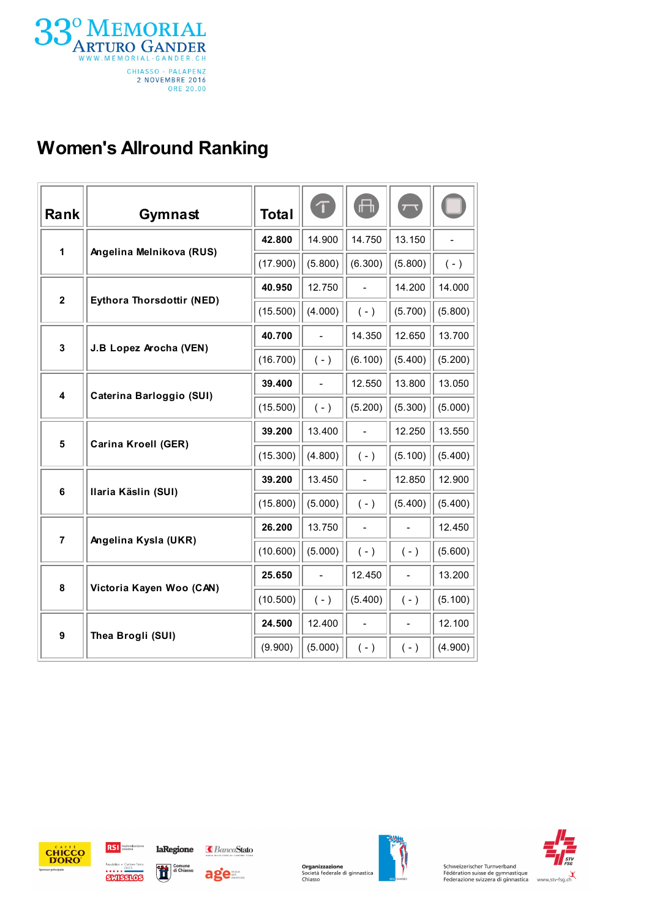33° Memorial Arturo Gander
WWW.MEMORIAL-GANDER.CH

CHIASSO - PALAPENZ
2 NOVEMBRE 2016
ORE 20.00

# Women's Allround Ranking

| Rank | Gymnast | Total | Vault | Uneven Bars | Beam | Floor |
|---|---|---|---|---|---|---|
| 1 | Angelina Melnikova (RUS) | **42.800** | 14.900 | 14.750 | 13.150 | - |
| | | (17.900) | (5.800) | (6.300) | (5.800) | ( - ) |
| 2 | Eythora Thorsdottir (NED) | **40.950** | 12.750 | - | 14.200 | 14.000 |
| | | (15.500) | (4.000) | ( - ) | (5.700) | (5.800) |
| 3 | J.B Lopez Arocha (VEN) | **40.700** | - | 14.350 | 12.650 | 13.700 |
| | | (16.700) | ( - ) | (6.100) | (5.400) | (5.200) |
| 4 | Caterina Barloggio (SUI) | **39.400** | - | 12.550 | 13.800 | 13.050 |
| | | (15.500) | ( - ) | (5.200) | (5.300) | (5.000) |
| 5 | Carina Kroell (GER) | **39.200** | 13.400 | - | 12.250 | 13.550 |
| | | (15.300) | (4.800) | ( - ) | (5.100) | (5.400) |
| 6 | Ilaria Käslin (SUI) | **39.200** | 13.450 | - | 12.850 | 12.900 |
| | | (15.800) | (5.000) | ( - ) | (5.400) | (5.400) |
| 7 | Angelina Kysla (UKR) | **26.200** | 13.750 | - | - | 12.450 |
| | | (10.600) | (5.000) | ( - ) | ( - ) | (5.600) |
| 8 | Victoria Kayen Woo (CAN) | **25.650** | - | 12.450 | - | 13.200 |
| | | (10.500) | ( - ) | (5.400) | ( - ) | (5.100) |
| 9 | Thea Brogli (SUI) | **24.500** | 12.400 | - | - | 12.100 |
| | | (9.900) | (5.000) | ( - ) | ( - ) | (4.900) |

Organizzazione
Società federale di ginnastica
Chiasso

Schweizerischer Turnverband
Fédération suisse de gymnastique
Federazione svizzera di ginnastica
www.stv-fsg.ch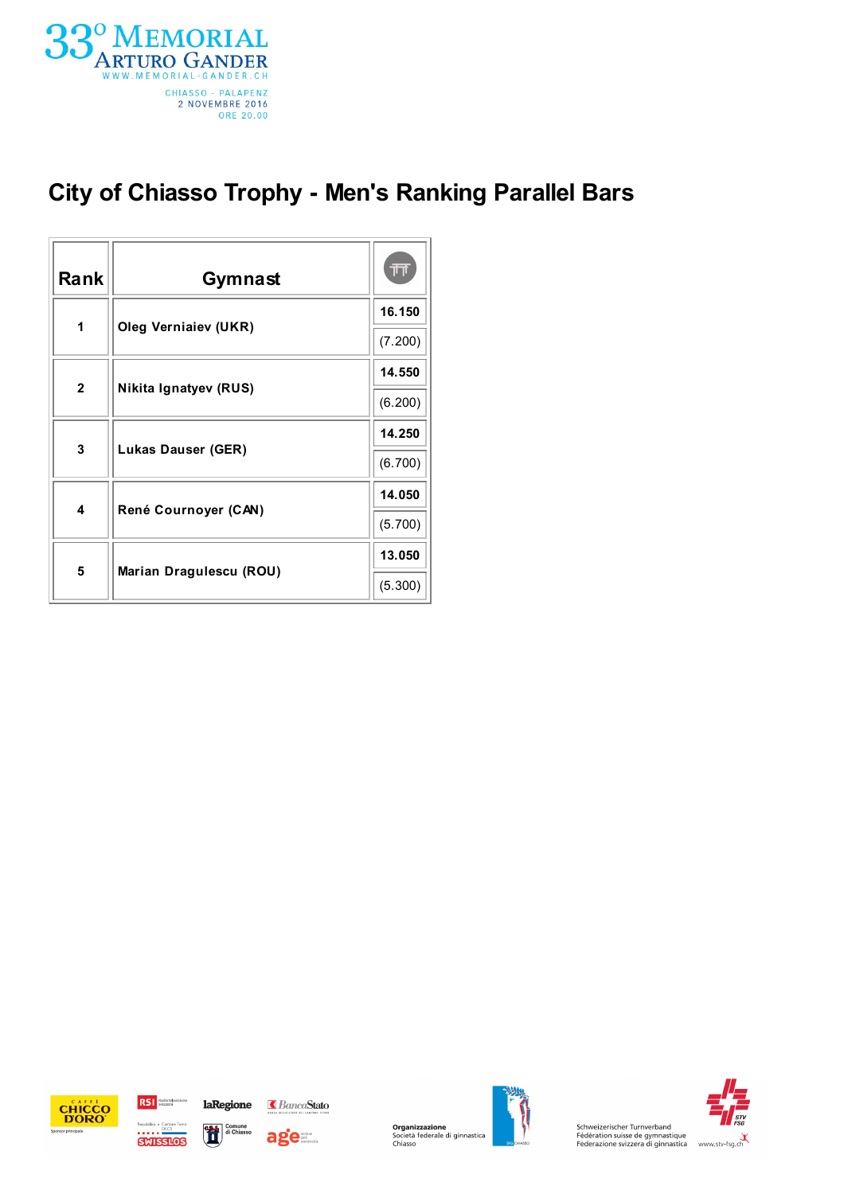33° Memorial Arturo Gander

WWW.MEMORIAL-GANDER.CH

CHIASSO - PALAPENZ
2 NOVEMBRE 2016
ORE 20.00

# City of Chiasso Trophy - Men's Ranking Parallel Bars

| Rank | Gymnast | Parallel Bars |
|---|---|---|
| 1 | **Oleg Verniaiev (UKR)** | **16.150** (7.200) |
| 2 | **Nikita Ignatyev (RUS)** | **14.550** (6.200) |
| 3 | **Lukas Dauser (GER)** | **14.250** (6.700) |
| 4 | **René Cournoyer (CAN)** | **14.050** (5.700) |
| 5 | **Marian Dragulescu (ROU)** | **13.050** (5.300) |

Sponsor principale

Organizzazione
Società federale di ginnastica
Chiasso

Schweizerischer Turnverband
Fédération suisse de gymnastique
Federazione svizzera di ginnastica

www.stv-fsg.ch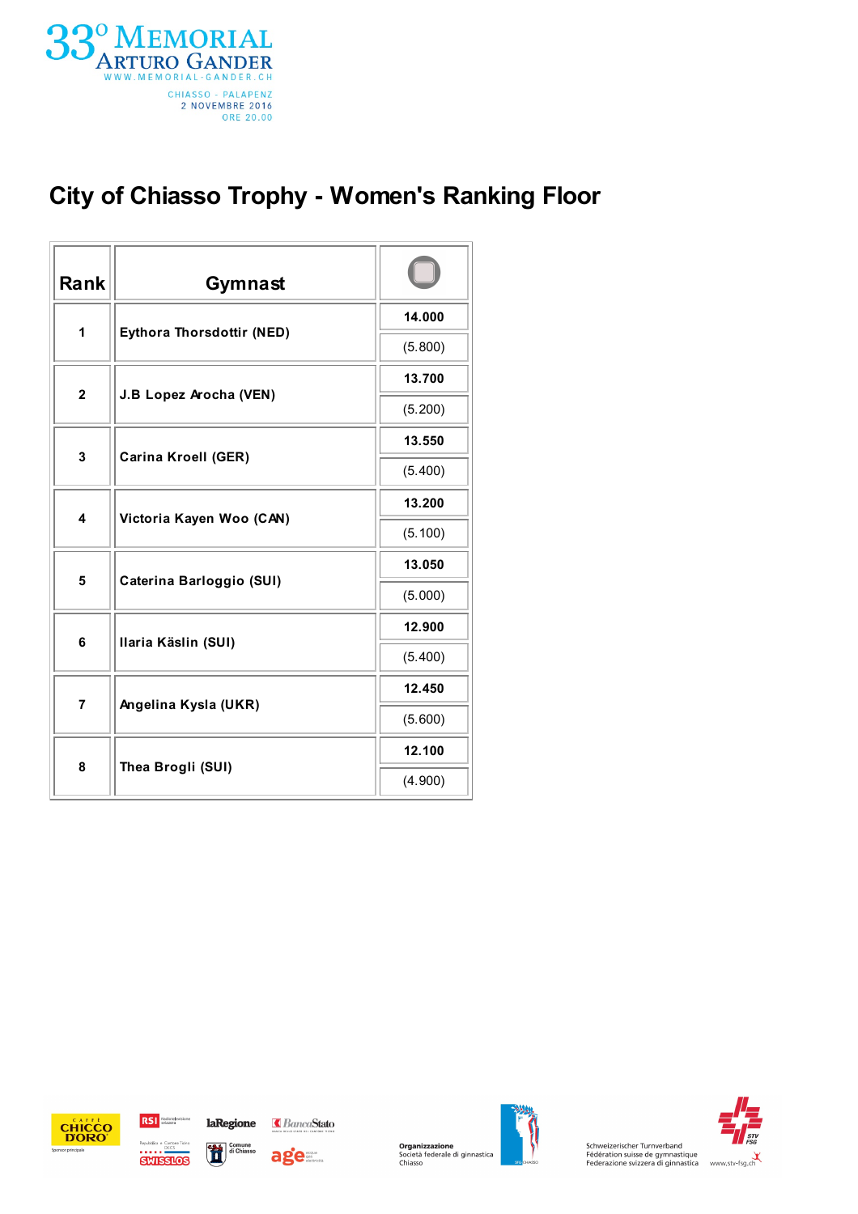33° MEMORIAL ARTURO GANDER
WWW.MEMORIAL-GANDER.CH
CHIASSO - PALAPENZ
2 NOVEMBRE 2016
ORE 20.00

# City of Chiasso Trophy - Women's Ranking Floor

| Rank | Gymnast | |
|---|---|---|
| 1 | Eythora Thorsdottir (NED) | **14.000** (5.800) |
| 2 | J.B Lopez Arocha (VEN) | **13.700** (5.200) |
| 3 | Carina Kroell (GER) | **13.550** (5.400) |
| 4 | Victoria Kayen Woo (CAN) | **13.200** (5.100) |
| 5 | Caterina Barloggio (SUI) | **13.050** (5.000) |
| 6 | Ilaria Käslin (SUI) | **12.900** (5.400) |
| 7 | Angelina Kysla (UKR) | **12.450** (5.600) |
| 8 | Thea Brogli (SUI) | **12.100** (4.900) |

Organizzazione
Società federale di ginnastica
Chiasso

Schweizerischer Turnverband
Fédération suisse de gymnastique
Federazione svizzera di ginnastica
www.stv-fsg.ch